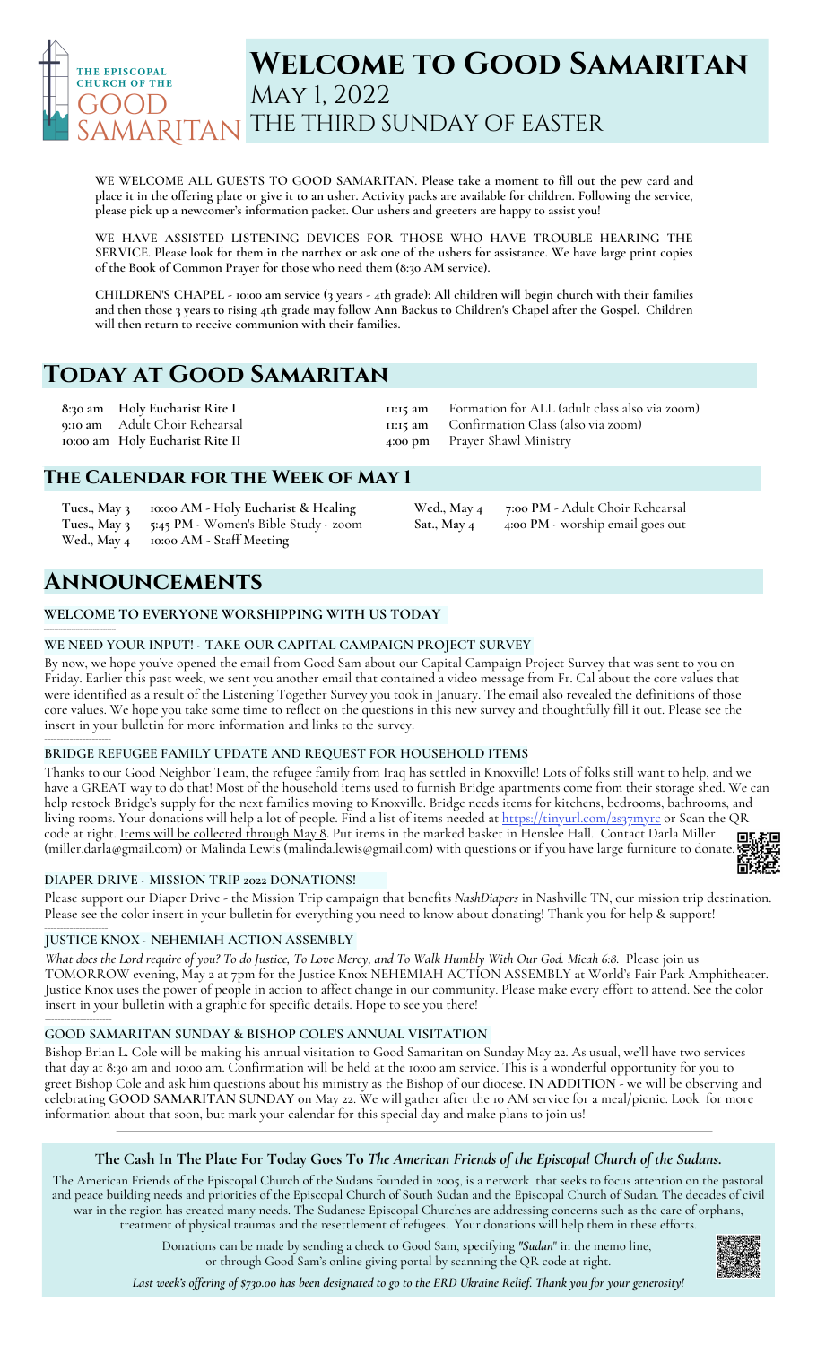THE EPISCOPAL CHURCH OF THE GOOD SAMARITAN

# Welcome to Good Samaritan

May 1, 2022

The Third Sunday of Easter

WE WELCOME ALL GUESTS TO GOOD SAMARITAN. Please take a moment to fill out the pew card and place it in the offering plate or give it to an usher. Activity packs are available for children. Following the service, please pick up a newcomer's information packet. Our ushers and greeters are happy to assist you!

WE HAVE ASSISTED LISTENING DEVICES FOR THOSE WHO HAVE TROUBLE HEARING THE SERVICE. Please look for them in the narthex or ask one of the ushers for assistance. We have large print copies of the Book of Common Prayer for those who need them (8:30 AM service).

CHILDREN'S CHAPEL - 10:00 am service (3 years - 4th grade): All children will begin church with their families and then those 3 years to rising 4th grade may follow Ann Backus to Children's Chapel after the Gospel. Children will then return to receive communion with their families.

## Today at Good Samaritan

| | |
|---|---|
| 8:30 am | Holy Eucharist Rite I |
| 9:10 am | Adult Choir Rehearsal |
| 10:00 am | Holy Eucharist Rite II |
| 11:15 am | Formation for ALL (adult class also via zoom) |
| 11:15 am | Confirmation Class (also via zoom) |
| 4:00 pm | Prayer Shawl Ministry |

### The Calendar for the Week of May 1

| | |
|---|---|
| Tues., May 3 | 10:00 AM - Holy Eucharist & Healing |
| Tues., May 3 | 5:45 PM - Women's Bible Study - zoom |
| Wed., May 4 | 10:00 AM - Staff Meeting |
| Wed., May 4 | 7:00 PM - Adult Choir Rehearsal |
| Sat., May 4 | 4:00 PM - worship email goes out |

## Announcements

### WELCOME TO EVERYONE WORSHIPPING WITH US TODAY

### WE NEED YOUR INPUT! - TAKE OUR CAPITAL CAMPAIGN PROJECT SURVEY

By now, we hope you've opened the email from Good Sam about our Capital Campaign Project Survey that was sent to you on Friday. Earlier this past week, we sent you another email that contained a video message from Fr. Cal about the core values that were identified as a result of the Listening Together Survey you took in January. The email also revealed the definitions of those core values. We hope you take some time to reflect on the questions in this new survey and thoughtfully fill it out. Please see the insert in your bulletin for more information and links to the survey.

### BRIDGE REFUGEE FAMILY UPDATE AND REQUEST FOR HOUSEHOLD ITEMS

Thanks to our Good Neighbor Team, the refugee family from Iraq has settled in Knoxville! Lots of folks still want to help, and we have a GREAT way to do that! Most of the household items used to furnish Bridge apartments come from their storage shed. We can help restock Bridge's supply for the next families moving to Knoxville. Bridge needs items for kitchens, bedrooms, bathrooms, and living rooms. Your donations will help a lot of people. Find a list of items needed at https://tinyurl.com/2s37myrc or Scan the QR code at right. Items will be collected through May 8. Put items in the marked basket in Henslee Hall. Contact Darla Miller (miller.darla@gmail.com) or Malinda Lewis (malinda.lewis@gmail.com) with questions or if you have large furniture to donate.

### DIAPER DRIVE - MISSION TRIP 2022 DONATIONS!

Please support our Diaper Drive - the Mission Trip campaign that benefits *NashDiapers* in Nashville TN, our mission trip destination. Please see the color insert in your bulletin for everything you need to know about donating! Thank you for help & support!

### JUSTICE KNOX - NEHEMIAH ACTION ASSEMBLY

*What does the Lord require of you? To do Justice, To Love Mercy, and To Walk Humbly With Our God. Micah 6:8.* Please join us TOMORROW evening, May 2 at 7pm for the Justice Knox NEHEMIAH ACTION ASSEMBLY at World's Fair Park Amphitheater. Justice Knox uses the power of people in action to affect change in our community. Please make every effort to attend. See the color insert in your bulletin with a graphic for specific details. Hope to see you there!

### GOOD SAMARITAN SUNDAY & BISHOP COLE'S ANNUAL VISITATION

Bishop Brian L. Cole will be making his annual visitation to Good Samaritan on Sunday May 22. As usual, we'll have two services that day at 8:30 am and 10:00 am. Confirmation will be held at the 10:00 am service. This is a wonderful opportunity for you to greet Bishop Cole and ask him questions about his ministry as the Bishop of our diocese. IN ADDITION - we will be observing and celebrating GOOD SAMARITAN SUNDAY on May 22. We will gather after the 10 AM service for a meal/picnic. Look for more information about that soon, but mark your calendar for this special day and make plans to join us!

### The Cash In The Plate For Today Goes To *The American Friends of the Episcopal Church of the Sudans.*

The American Friends of the Episcopal Church of the Sudans founded in 2005, is a network that seeks to focus attention on the pastoral and peace building needs and priorities of the Episcopal Church of South Sudan and the Episcopal Church of Sudan. The decades of civil war in the region has created many needs. The Sudanese Episcopal Churches are addressing concerns such as the care of orphans, treatment of physical traumas and the resettlement of refugees. Your donations will help them in these efforts.

Donations can be made by sending a check to Good Sam, specifying *"Sudan"* in the memo line, or through Good Sam's online giving portal by scanning the QR code at right.

*Last week's offering of $730.00 has been designated to go to the ERD Ukraine Relief. Thank you for your generosity!*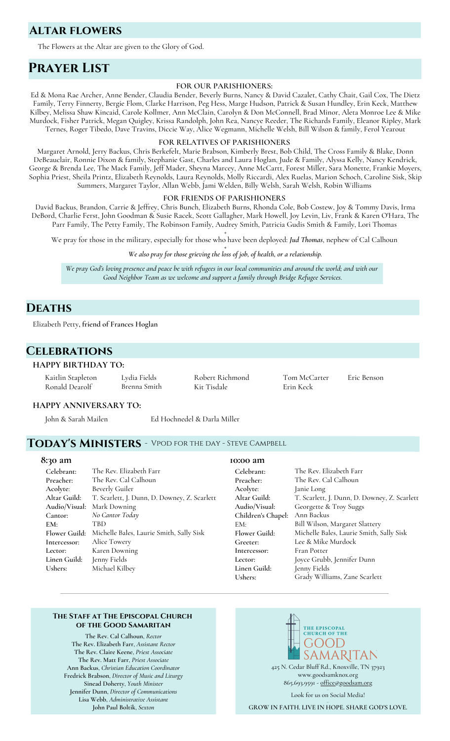## Altar Flowers

The Flowers at the Altar are given to the Glory of God.

## Prayer List

### FOR OUR PARISHIONERS:

Ed & Mona Rae Archer, Anne Bender, Claudia Bender, Beverly Burns, Nancy & David Cazalet, Cathy Chait, Gail Cox, The Dietz Family, Terry Finnerty, Bergie Flom, Clarke Harrison, Peg Hess, Marge Hudson, Patrick & Susan Hundley, Erin Keck, Matthew Kilbey, Melissa Shaw Kincaid, Carole Kollmer, Ann McClain, Carolyn & Don McConnell, Brad Minor, Aleta Monroe Lee & Mike Murdock, Fisher Patrick, Megan Quigley, Krissa Randolph, John Rea, Nancye Reeder, The Richards Family, Eleanor Ripley, Mark Ternes, Roger Tibedo, Dave Travins, Diccie Way, Alice Wegmann, Michelle Welsh, Bill Wilson & family, Ferol Yearout

### FOR RELATIVES OF PARISHIONERS

Margaret Arnold, Jerry Backus, Chris Berkefelt, Marie Brabson, Kimberly Brest, Bob Child, The Cross Family & Blake, Donn DeBeauclair, Ronnie Dixon & family, Stephanie Gast, Charles and Laura Hoglan, Jude & Family, Alyssa Kelly, Nancy Kendrick, George & Brenda Lee, The Mack Family, Jeff Mader, Sheyna Marcey, Anne McCartt, Forest Miller, Sara Monette, Frankie Moyers, Sophia Priest, Sheila Printz, Elizabeth Reynolds, Laura Reynolds, Molly Riccardi, Alex Ruelas, Marion Schoch, Caroline Sisk, Skip Summers, Margaret Taylor, Allan Webb, Jami Welden, Billy Welsh, Sarah Welsh, Robin Williams

### FOR FRIENDS OF PARISHIONERS

David Backus, Brandon, Carrie & Jeffrey, Chris Bunch, Elizabeth Burns, Rhonda Cole, Bob Costew, Joy & Tommy Davis, Irma DeBord, Charlie Ferst, John Goodman & Susie Racek, Scott Gallagher, Mark Howell, Joy Levin, Liv, Frank & Karen O'Hara, The Parr Family, The Petty Family, The Robinson Family, Audrey Smith, Patricia Gudis Smith & Family, Lori Thomas

+

We pray for those in the military, especially for those who have been deployed: ***Jud Thomas***, nephew of Cal Calhoun

+

*We also pray for those grieving the loss of job, of health, or a relationship.*

*We pray God's loving presence and peace be with refugees in our local communities and around the world; and with our Good Neighbor Team as we welcome and support a family through Bridge Refugee Services.*

## Deaths

Elizabeth Petty, friend of Frances Hoglan

## Celebrations

### HAPPY BIRTHDAY TO:

Kaitlin Stapleton, Ronald Dearolf, Lydia Fields, Brenna Smith, Robert Richmond, Kit Tisdale, Tom McCarter, Erin Keck, Eric Benson

### HAPPY ANNIVERSARY TO:

John & Sarah Mailen

Ed Hochnedel & Darla Miller

## Today's Ministers - VPOD for the day - Steve Campbell

### 8:30 am

| | |
|---|---|
| **Celebrant:** | The Rev. Elizabeth Farr |
| **Preacher:** | The Rev. Cal Calhoun |
| **Acolyte:** | Beverly Guiler |
| **Altar Guild:** | T. Scarlett, J. Dunn, D. Downey, Z. Scarlett |
| **Audio/Visual:** | Mark Downing |
| **Cantor:** | *No Cantor Today* |
| **EM:** | TBD |
| **Flower Guild:** | Michelle Bales, Laurie Smith, Sally Sisk |
| **Intercessor:** | Alice Towery |
| **Lector:** | Karen Downing |
| **Linen Guild:** | Jenny Fields |
| **Ushers:** | Michael Kilbey |

### 10:00 am

| | |
|---|---|
| **Celebrant:** | The Rev. Elizabeth Farr |
| **Preacher:** | The Rev. Cal Calhoun |
| **Acolyte:** | Janie Long |
| **Altar Guild:** | T. Scarlett, J. Dunn, D. Downey, Z. Scarlett |
| **Audio/Visual:** | Georgette & Troy Suggs |
| **Children's Chapel:** | Ann Backus |
| **EM:** | Bill Wilson, Margaret Slattery |
| **Flower Guild:** | Michelle Bales, Laurie Smith, Sally Sisk |
| **Greeter:** | Lee & Mike Murdock |
| **Intercessor:** | Fran Potter |
| **Lector:** | Joyce Grubb, Jennifer Dunn |
| **Linen Guild:** | Jenny Fields |
| **Ushers:** | Grady Williams, Zane Scarlett |

### The Staff at The Episcopal Church of the Good Samaritan

**The Rev. Cal Calhoun**, *Rector*
**The Rev. Elizabeth Farr**, *Assistant Rector*
**The Rev. Claire Keene**, *Priest Associate*
**The Rev. Matt Farr**, *Priest Associate*
**Ann Backus**, *Christian Education Coordinator*
**Fredrick Brabson**, *Director of Music and Liturgy*
**Sinead Doherty**, *Youth Minister*
**Jennifer Dunn**, *Director of Communications*
**Lisa Webb**, *Administrative Assistant*
**John Paul Boltik**, *Sexton*

THE EPISCOPAL CHURCH OF THE GOOD SAMARITAN

425 N. Cedar Bluff Rd., Knoxville, TN 37923
www.goodsamknox.org
865.693.9591 - office@goodsam.org

Look for us on Social Media!

GROW IN FAITH. LIVE IN HOPE. SHARE GOD'S LOVE.